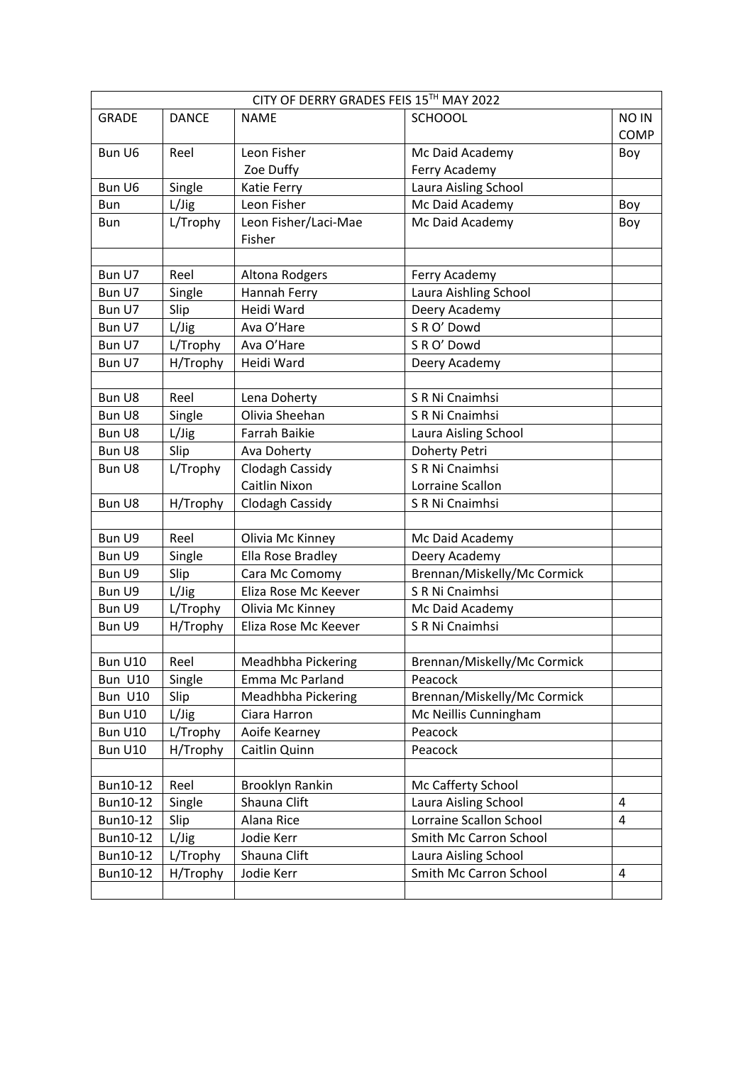| CITY OF DERRY GRADES FEIS 15TH MAY 2022 | | | | |
|---|---|---|---|---|
| GRADE | DANCE | NAME | SCHOOOL | NO IN COMP |
| Bun U6 | Reel | Leon Fisher<br>Zoe Duffy | Mc Daid Academy<br>Ferry Academy | Boy |
| Bun U6 | Single | Katie Ferry | Laura Aisling School | |
| Bun | L/Jig | Leon Fisher | Mc Daid Academy | Boy |
| Bun | L/Trophy | Leon Fisher/Laci-Mae Fisher | Mc Daid Academy | Boy |
| | | | | |
| Bun U7 | Reel | Altona Rodgers | Ferry Academy | |
| Bun U7 | Single | Hannah Ferry | Laura Aishling School | |
| Bun U7 | Slip | Heidi Ward | Deery Academy | |
| Bun U7 | L/Jig | Ava O'Hare | S R O' Dowd | |
| Bun U7 | L/Trophy | Ava O'Hare | S R O' Dowd | |
| Bun U7 | H/Trophy | Heidi Ward | Deery Academy | |
| | | | | |
| Bun U8 | Reel | Lena Doherty | S R Ni Cnaimhsi | |
| Bun U8 | Single | Olivia Sheehan | S R Ni Cnaimhsi | |
| Bun U8 | L/Jig | Farrah Baikie | Laura Aisling School | |
| Bun U8 | Slip | Ava Doherty | Doherty Petri | |
| Bun U8 | L/Trophy | Clodagh Cassidy<br>Caitlin Nixon | S R Ni Cnaimhsi<br>Lorraine Scallon | |
| Bun U8 | H/Trophy | Clodagh Cassidy | S R Ni Cnaimhsi | |
| | | | | |
| Bun U9 | Reel | Olivia Mc Kinney | Mc Daid Academy | |
| Bun U9 | Single | Ella Rose Bradley | Deery Academy | |
| Bun U9 | Slip | Cara Mc Comomy | Brennan/Miskelly/Mc Cormick | |
| Bun U9 | L/Jig | Eliza Rose Mc Keever | S R Ni Cnaimhsi | |
| Bun U9 | L/Trophy | Olivia Mc Kinney | Mc Daid Academy | |
| Bun U9 | H/Trophy | Eliza Rose Mc Keever | S R Ni Cnaimhsi | |
| | | | | |
| Bun U10 | Reel | Meadhbha Pickering | Brennan/Miskelly/Mc Cormick | |
| Bun U10 | Single | Emma Mc Parland | Peacock | |
| Bun U10 | Slip | Meadhbha Pickering | Brennan/Miskelly/Mc Cormick | |
| Bun U10 | L/Jig | Ciara Harron | Mc Neillis Cunningham | |
| Bun U10 | L/Trophy | Aoife Kearney | Peacock | |
| Bun U10 | H/Trophy | Caitlin Quinn | Peacock | |
| | | | | |
| Bun10-12 | Reel | Brooklyn Rankin | Mc Cafferty School | |
| Bun10-12 | Single | Shauna Clift | Laura Aisling School | 4 |
| Bun10-12 | Slip | Alana Rice | Lorraine Scallon School | 4 |
| Bun10-12 | L/Jig | Jodie Kerr | Smith Mc Carron School | |
| Bun10-12 | L/Trophy | Shauna Clift | Laura Aisling School | |
| Bun10-12 | H/Trophy | Jodie Kerr | Smith Mc Carron School | 4 |
| | | | | |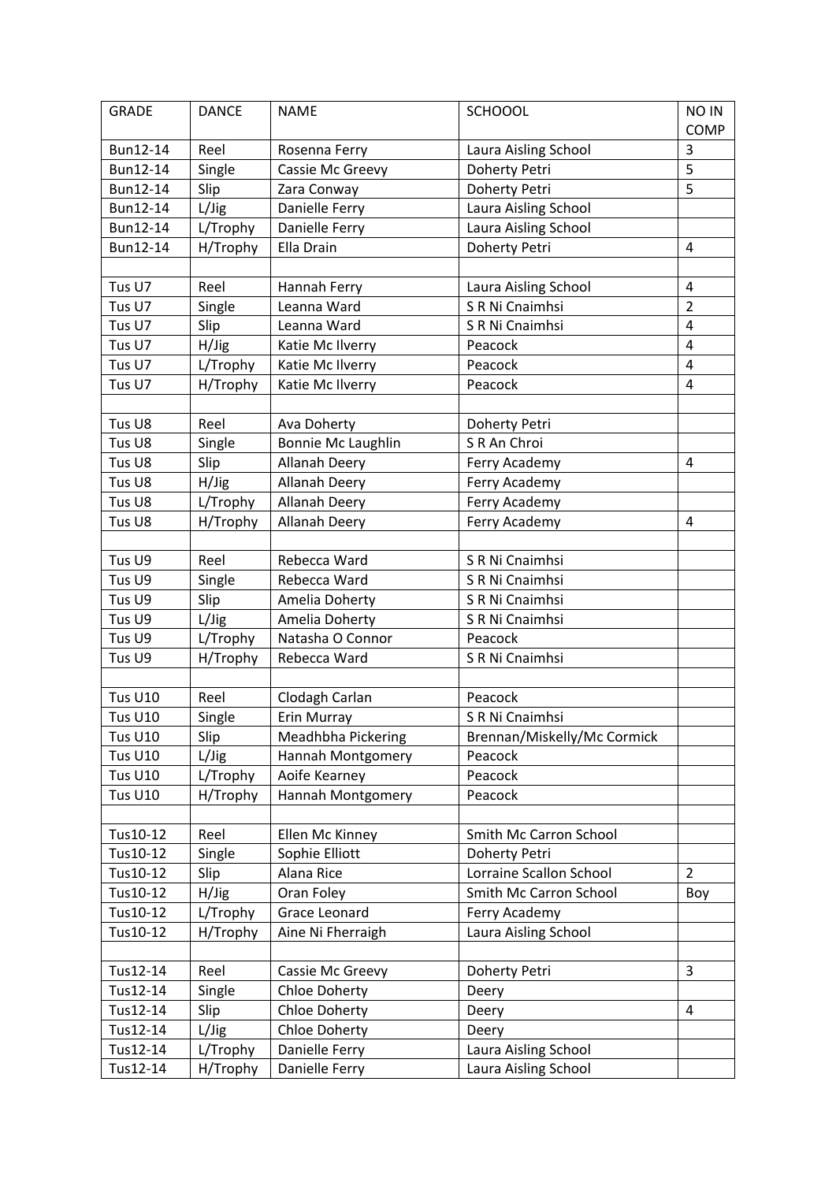| GRADE | DANCE | NAME | SCHOOOL | NO IN COMP |
|---|---|---|---|---|
| Bun12-14 | Reel | Rosenna Ferry | Laura Aisling School | 3 |
| Bun12-14 | Single | Cassie Mc Greevy | Doherty Petri | 5 |
| Bun12-14 | Slip | Zara Conway | Doherty Petri | 5 |
| Bun12-14 | L/Jig | Danielle Ferry | Laura Aisling School | |
| Bun12-14 | L/Trophy | Danielle Ferry | Laura Aisling School | |
| Bun12-14 | H/Trophy | Ella Drain | Doherty Petri | 4 |
| | | | | |
| Tus U7 | Reel | Hannah Ferry | Laura Aisling School | 4 |
| Tus U7 | Single | Leanna Ward | S R Ni Cnaimhsi | 2 |
| Tus U7 | Slip | Leanna Ward | S R Ni Cnaimhsi | 4 |
| Tus U7 | H/Jig | Katie Mc Ilverry | Peacock | 4 |
| Tus U7 | L/Trophy | Katie Mc Ilverry | Peacock | 4 |
| Tus U7 | H/Trophy | Katie Mc Ilverry | Peacock | 4 |
| | | | | |
| Tus U8 | Reel | Ava Doherty | Doherty Petri | |
| Tus U8 | Single | Bonnie Mc Laughlin | S R An Chroi | |
| Tus U8 | Slip | Allanah Deery | Ferry Academy | 4 |
| Tus U8 | H/Jig | Allanah Deery | Ferry Academy | |
| Tus U8 | L/Trophy | Allanah Deery | Ferry Academy | |
| Tus U8 | H/Trophy | Allanah Deery | Ferry Academy | 4 |
| | | | | |
| Tus U9 | Reel | Rebecca Ward | S R Ni Cnaimhsi | |
| Tus U9 | Single | Rebecca Ward | S R Ni Cnaimhsi | |
| Tus U9 | Slip | Amelia Doherty | S R Ni Cnaimhsi | |
| Tus U9 | L/Jig | Amelia Doherty | S R Ni Cnaimhsi | |
| Tus U9 | L/Trophy | Natasha O Connor | Peacock | |
| Tus U9 | H/Trophy | Rebecca Ward | S R Ni Cnaimhsi | |
| | | | | |
| Tus U10 | Reel | Clodagh Carlan | Peacock | |
| Tus U10 | Single | Erin Murray | S R Ni Cnaimhsi | |
| Tus U10 | Slip | Meadhbha Pickering | Brennan/Miskelly/Mc Cormick | |
| Tus U10 | L/Jig | Hannah Montgomery | Peacock | |
| Tus U10 | L/Trophy | Aoife Kearney | Peacock | |
| Tus U10 | H/Trophy | Hannah Montgomery | Peacock | |
| | | | | |
| Tus10-12 | Reel | Ellen Mc Kinney | Smith Mc Carron School | |
| Tus10-12 | Single | Sophie Elliott | Doherty Petri | |
| Tus10-12 | Slip | Alana Rice | Lorraine Scallon School | 2 |
| Tus10-12 | H/Jig | Oran Foley | Smith Mc Carron School | Boy |
| Tus10-12 | L/Trophy | Grace Leonard | Ferry Academy | |
| Tus10-12 | H/Trophy | Aine Ni Fherraigh | Laura Aisling School | |
| | | | | |
| Tus12-14 | Reel | Cassie Mc Greevy | Doherty Petri | 3 |
| Tus12-14 | Single | Chloe Doherty | Deery | |
| Tus12-14 | Slip | Chloe Doherty | Deery | 4 |
| Tus12-14 | L/Jig | Chloe Doherty | Deery | |
| Tus12-14 | L/Trophy | Danielle Ferry | Laura Aisling School | |
| Tus12-14 | H/Trophy | Danielle Ferry | Laura Aisling School | |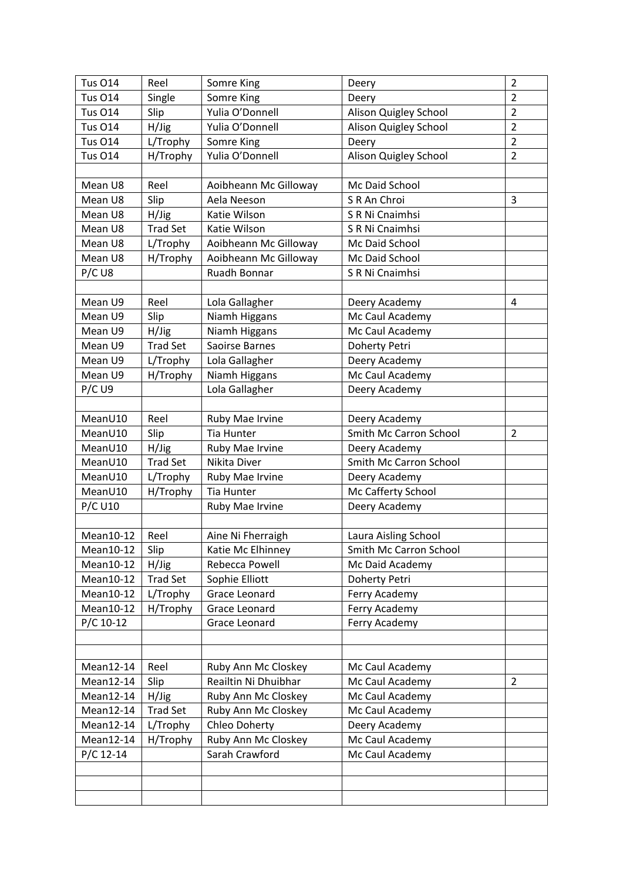| Tus O14 | Reel | Somre King | Deery | 2 |
|---|---|---|---|---|
| Tus O14 | Single | Somre King | Deery | 2 |
| Tus O14 | Slip | Yulia O'Donnell | Alison Quigley School | 2 |
| Tus O14 | H/Jig | Yulia O'Donnell | Alison Quigley School | 2 |
| Tus O14 | L/Trophy | Somre King | Deery | 2 |
| Tus O14 | H/Trophy | Yulia O'Donnell | Alison Quigley School | 2 |
| | | | | |
| Mean U8 | Reel | Aoibheann Mc Gilloway | Mc Daid School | |
| Mean U8 | Slip | Aela Neeson | S R An Chroi | 3 |
| Mean U8 | H/Jig | Katie Wilson | S R Ni Cnaimhsi | |
| Mean U8 | Trad Set | Katie Wilson | S R Ni Cnaimhsi | |
| Mean U8 | L/Trophy | Aoibheann Mc Gilloway | Mc Daid School | |
| Mean U8 | H/Trophy | Aoibheann Mc Gilloway | Mc Daid School | |
| P/C U8 | | Ruadh Bonnar | S R Ni Cnaimhsi | |
| | | | | |
| Mean U9 | Reel | Lola Gallagher | Deery Academy | 4 |
| Mean U9 | Slip | Niamh Higgans | Mc Caul Academy | |
| Mean U9 | H/Jig | Niamh Higgans | Mc Caul Academy | |
| Mean U9 | Trad Set | Saoirse Barnes | Doherty Petri | |
| Mean U9 | L/Trophy | Lola Gallagher | Deery Academy | |
| Mean U9 | H/Trophy | Niamh Higgans | Mc Caul Academy | |
| P/C U9 | | Lola Gallagher | Deery Academy | |
| | | | | |
| MeanU10 | Reel | Ruby Mae Irvine | Deery Academy | |
| MeanU10 | Slip | Tia Hunter | Smith Mc Carron School | 2 |
| MeanU10 | H/Jig | Ruby Mae Irvine | Deery Academy | |
| MeanU10 | Trad Set | Nikita Diver | Smith Mc Carron School | |
| MeanU10 | L/Trophy | Ruby Mae Irvine | Deery Academy | |
| MeanU10 | H/Trophy | Tia Hunter | Mc Cafferty School | |
| P/C U10 | | Ruby Mae Irvine | Deery Academy | |
| | | | | |
| Mean10-12 | Reel | Aine Ni Fherraigh | Laura Aisling School | |
| Mean10-12 | Slip | Katie Mc Elhinney | Smith Mc Carron School | |
| Mean10-12 | H/Jig | Rebecca Powell | Mc Daid Academy | |
| Mean10-12 | Trad Set | Sophie Elliott | Doherty Petri | |
| Mean10-12 | L/Trophy | Grace Leonard | Ferry Academy | |
| Mean10-12 | H/Trophy | Grace Leonard | Ferry Academy | |
| P/C 10-12 | | Grace Leonard | Ferry Academy | |
| | | | | |
| | | | | |
| Mean12-14 | Reel | Ruby Ann Mc Closkey | Mc Caul Academy | |
| Mean12-14 | Slip | Reailtin Ni Dhuibhar | Mc Caul Academy | 2 |
| Mean12-14 | H/Jig | Ruby Ann Mc Closkey | Mc Caul Academy | |
| Mean12-14 | Trad Set | Ruby Ann Mc Closkey | Mc Caul Academy | |
| Mean12-14 | L/Trophy | Chleo Doherty | Deery Academy | |
| Mean12-14 | H/Trophy | Ruby Ann Mc Closkey | Mc Caul Academy | |
| P/C 12-14 | | Sarah Crawford | Mc Caul Academy | |
| | | | | |
| | | | | |
| | | | | |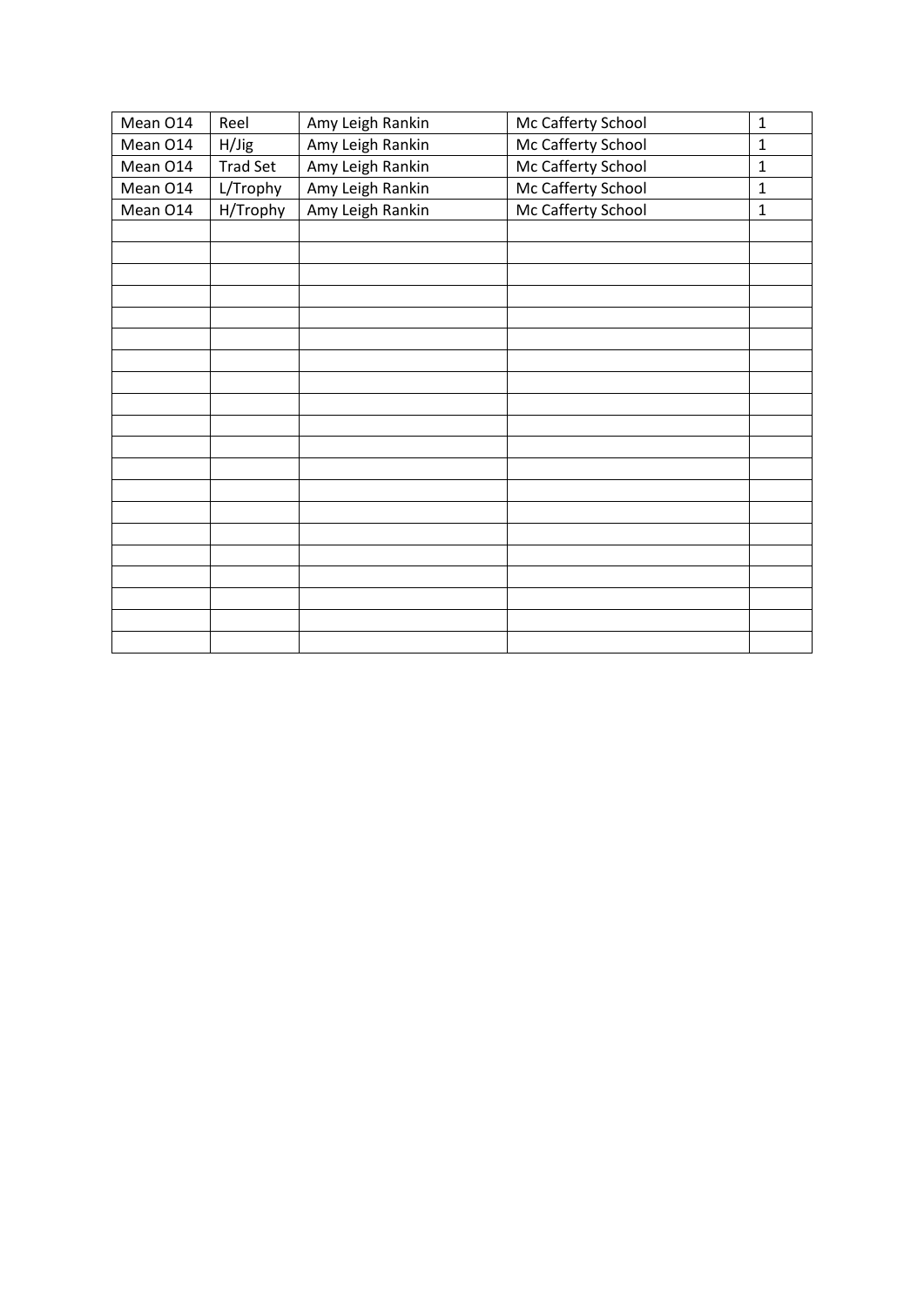| | | | | |
|---|---|---|---|---|
| Mean O14 | Reel | Amy Leigh Rankin | Mc Cafferty School | 1 |
| Mean O14 | H/Jig | Amy Leigh Rankin | Mc Cafferty School | 1 |
| Mean O14 | Trad Set | Amy Leigh Rankin | Mc Cafferty School | 1 |
| Mean O14 | L/Trophy | Amy Leigh Rankin | Mc Cafferty School | 1 |
| Mean O14 | H/Trophy | Amy Leigh Rankin | Mc Cafferty School | 1 |
| | | | | |
| | | | | |
| | | | | |
| | | | | |
| | | | | |
| | | | | |
| | | | | |
| | | | | |
| | | | | |
| | | | | |
| | | | | |
| | | | | |
| | | | | |
| | | | | |
| | | | | |
| | | | | |
| | | | | |
| | | | | |
| | | | | |
| | | | | |